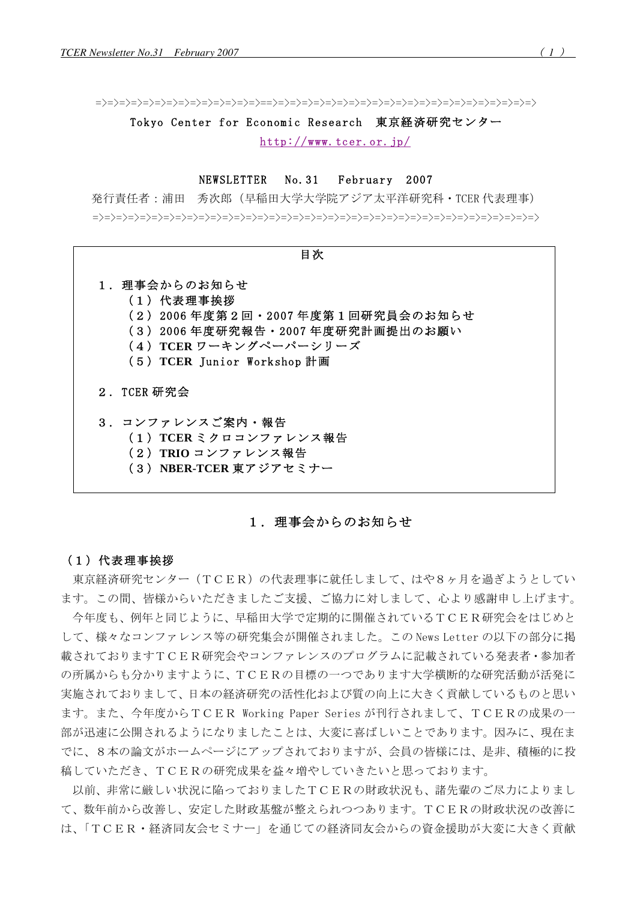=>=>=>=>=>=>=>=>=>=>=>=>=>=>=>==>=>=>=>=>=>=>=>=>=>=>=>=>=>=>=>=>=>=>=>=>=>

Tokyo Center for Economic Research　東京経済研究センター

http://www.tcer.or.jp/

NEWSLETTER　No.31　February　2007

発行責任者：浦田　秀次郎（早稲田大学大学院アジア太平洋研究科・TCER 代表理事）

=>=>=>=>=>=>=>=>=>=>=>=>=>=>=>=>=>=>=>=>=>=>=>=>=>=>=>=>=>=>=>=>=>=>=>=>=>

**目次**

**１．理事会からのお知らせ**
- **（１）代表理事挨拶**
- **（２）2006 年度第２回・2007 年度第１回研究員会のお知らせ**
- **（３）2006 年度研究報告・2007 年度研究計画提出のお願い**
- **（４）TCER ワーキングペーパーシリーズ**
- **（５）TCER Junior Workshop 計画**

**２．TCER 研究会**

**３．コンファレンスご案内・報告**
- **（１）TCER ミクロコンファレンス報告**
- **（２）TRIO コンファレンス報告**
- **（３）NBER-TCER 東アジアセミナー**

## １．理事会からのお知らせ

### （１）代表理事挨拶

東京経済研究センター（ＴＣＥＲ）の代表理事に就任しまして、はや８ヶ月を過ぎようとしています。この間、皆様からいただきましたご支援、ご協力に対しまして、心より感謝申し上げます。

今年度も、例年と同じように、早稲田大学で定期的に開催されているＴＣＥＲ研究会をはじめとして、様々なコンファレンス等の研究集会が開催されました。この News Letter の以下の部分に掲載されておりますＴＣＥＲ研究会やコンファレンスのプログラムに記載されている発表者・参加者の所属からも分かりますように、ＴＣＥＲの目標の一つであります大学横断的な研究活動が活発に実施されておりまして、日本の経済研究の活性化および質の向上に大きく貢献しているものと思います。また、今年度からＴＣＥＲ Working Paper Series が刊行されまして、ＴＣＥＲの成果の一部が迅速に公開されるようになりましたことは、大変に喜ばしいことであります。因みに、現在までに、８本の論文がホームページにアップされておりますが、会員の皆様には、是非、積極的に投稿していただき、ＴＣＥＲの研究成果を益々増やしていきたいと思っております。

以前、非常に厳しい状況に陥っておりましたＴＣＥＲの財政状況も、諸先輩のご尽力によりまして、数年前から改善し、安定した財政基盤が整えられつつあります。ＴＣＥＲの財政状況の改善には、「ＴＣＥＲ・経済同友会セミナー」を通じての経済同友会からの資金援助が大変に大きく貢献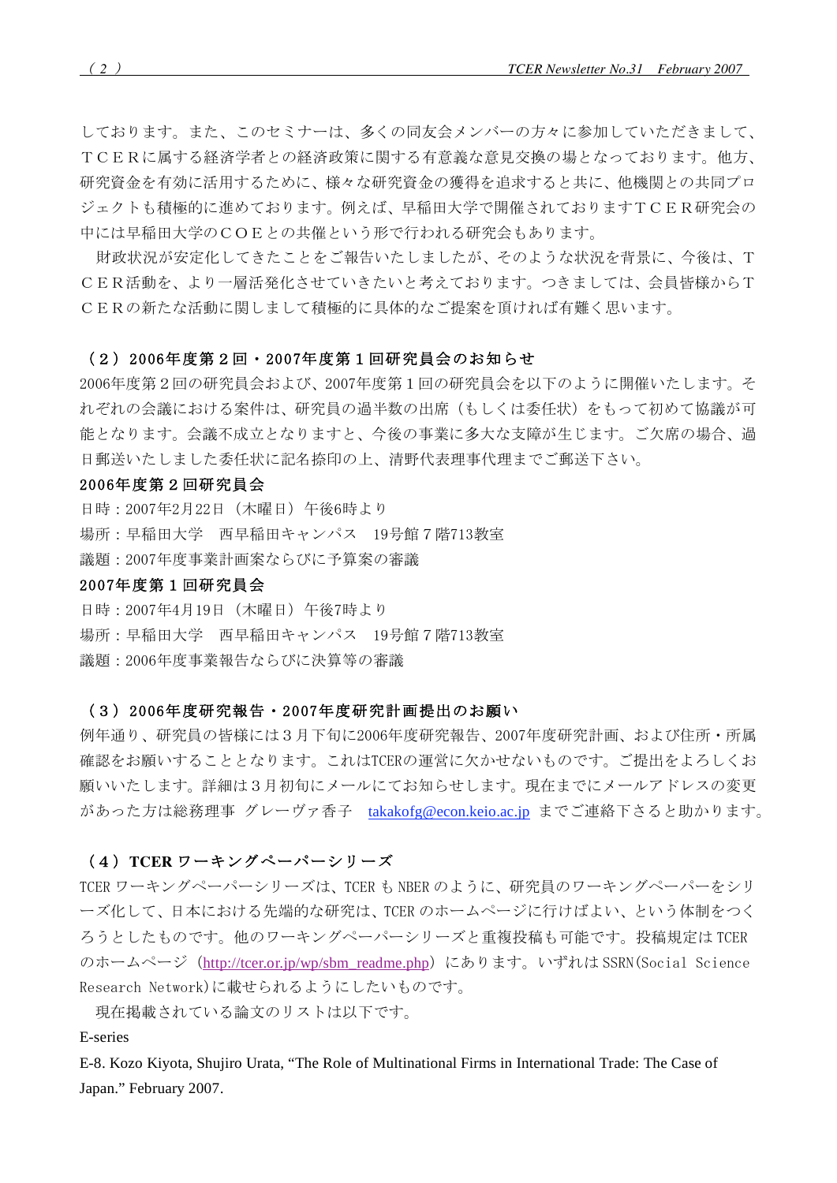しております。また、このセミナーは、多くの同友会メンバーの方々に参加していただきまして、ＴＣＥＲに属する経済学者との経済政策に関する有意義な意見交換の場となっております。他方、研究資金を有効に活用するために、様々な研究資金の獲得を追求すると共に、他機関との共同プロジェクトも積極的に進めております。例えば、早稲田大学で開催されておりますＴＣＥＲ研究会の中には早稲田大学のＣＯＥとの共催という形で行われる研究会もあります。

財政状況が安定化してきたことをご報告いたしましたが、そのような状況を背景に、今後は、ＴＣＥＲ活動を、より一層活発化させていきたいと考えております。つきましては、会員皆様からＴＣＥＲの新たな活動に関しまして積極的に具体的なご提案を頂ければ有難く思います。

### （２）2006年度第２回・2007年度第１回研究員会のお知らせ

2006年度第２回の研究員会および、2007年度第１回の研究員会を以下のように開催いたします。それぞれの会議における案件は、研究員の過半数の出席（もしくは委任状）をもって初めて協議が可能となります。会議不成立となりますと、今後の事業に多大な支障が生じます。ご欠席の場合、過日郵送いたしました委任状に記名捺印の上、清野代表理事代理までご郵送下さい。

**2006年度第２回研究員会**

日時：2007年2月22日（木曜日）午後6時より
場所：早稲田大学　西早稲田キャンパス　19号館７階713教室
議題：2007年度事業計画案ならびに予算案の審議

**2007年度第１回研究員会**

日時：2007年4月19日（木曜日）午後7時より
場所：早稲田大学　西早稲田キャンパス　19号館７階713教室
議題：2006年度事業報告ならびに決算等の審議

### （３）2006年度研究報告・2007年度研究計画提出のお願い

例年通り、研究員の皆様には３月下旬に2006年度研究報告、2007年度研究計画、および住所・所属確認をお願いすることとなります。これはTCERの運営に欠かせないものです。ご提出をよろしくお願いいたします。詳細は３月初旬にメールにてお知らせします。現在までにメールアドレスの変更があった方は総務理事 グレーヴァ香子　takakofg@econ.keio.ac.jp までご連絡下さると助かります。

### （４）TCER ワーキングペーパーシリーズ

TCER ワーキングペーパーシリーズは、TCER も NBER のように、研究員のワーキングペーパーをシリーズ化して、日本における先端的な研究は、TCER のホームページに行けばよい、という体制をつくろうとしたものです。他のワーキングペーパーシリーズと重複投稿も可能です。投稿規定は TCER のホームページ（http://tcer.or.jp/wp/sbm_readme.php）にあります。いずれは SSRN(Social Science Research Network)に載せられるようにしたいものです。

現在掲載されている論文のリストは以下です。

E-series

E-8. Kozo Kiyota, Shujiro Urata, "The Role of Multinational Firms in International Trade: The Case of Japan." February 2007.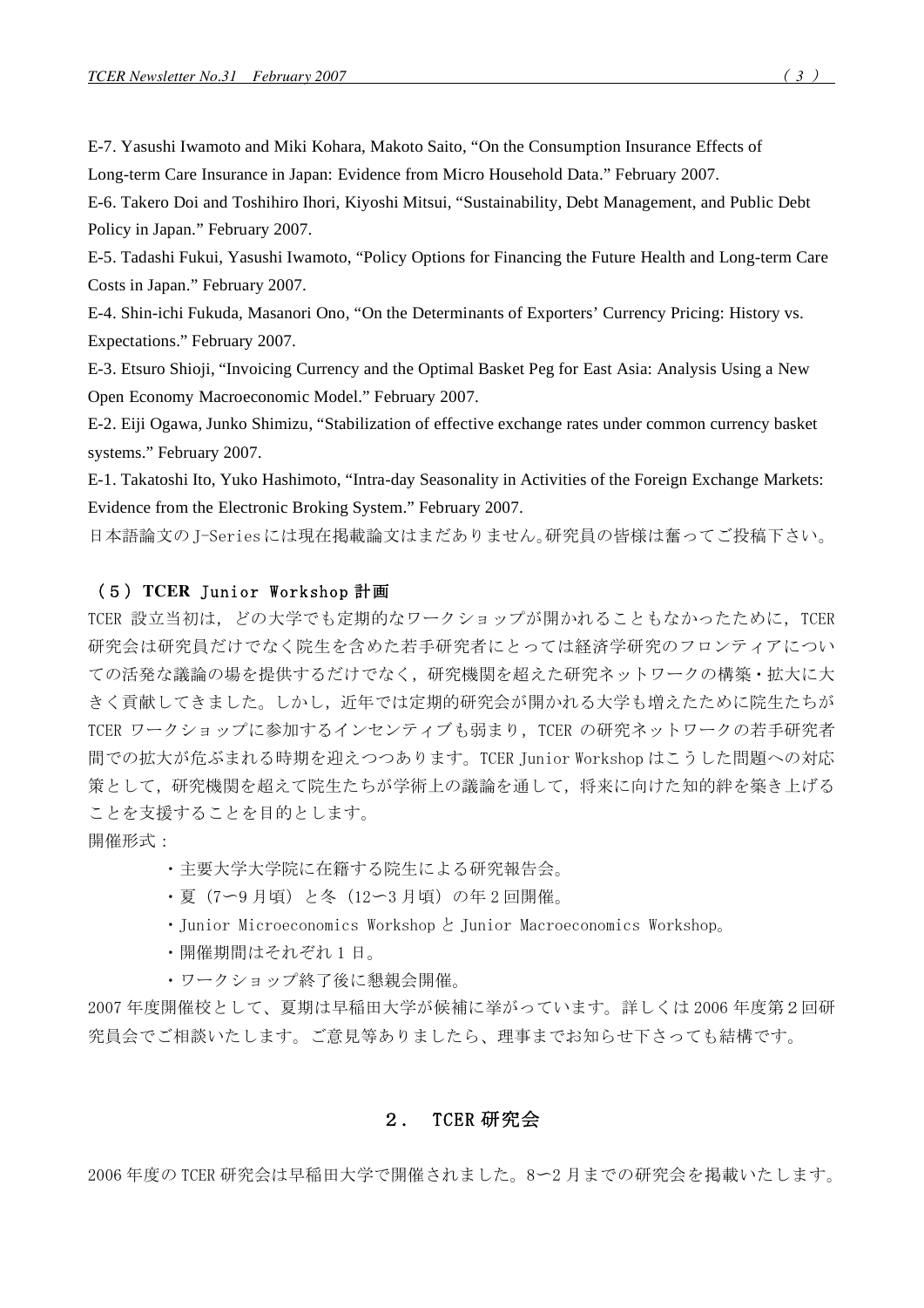E-7. Yasushi Iwamoto and Miki Kohara, Makoto Saito, “On the Consumption Insurance Effects of Long-term Care Insurance in Japan: Evidence from Micro Household Data.” February 2007.

E-6. Takero Doi and Toshihiro Ihori, Kiyoshi Mitsui, “Sustainability, Debt Management, and Public Debt Policy in Japan.” February 2007.

E-5. Tadashi Fukui, Yasushi Iwamoto, “Policy Options for Financing the Future Health and Long-term Care Costs in Japan.” February 2007.

E-4. Shin-ichi Fukuda, Masanori Ono, “On the Determinants of Exporters’ Currency Pricing: History vs. Expectations.” February 2007.

E-3. Etsuro Shioji, “Invoicing Currency and the Optimal Basket Peg for East Asia: Analysis Using a New Open Economy Macroeconomic Model.” February 2007.

E-2. Eiji Ogawa, Junko Shimizu, “Stabilization of effective exchange rates under common currency basket systems.” February 2007.

E-1. Takatoshi Ito, Yuko Hashimoto, “Intra-day Seasonality in Activities of the Foreign Exchange Markets: Evidence from the Electronic Broking System.” February 2007.

日本語論文のJ-Seriesには現在掲載論文はまだありません。研究員の皆様は奮ってご投稿下さい。

### （５）**TCER** Junior Workshop 計画

TCER 設立当初は，どの大学でも定期的なワークショップが開かれることもなかったために，TCER 研究会は研究員だけでなく院生を含めた若手研究者にとっては経済学研究のフロンティアについての活発な議論の場を提供するだけでなく，研究機関を超えた研究ネットワークの構築・拡大に大きく貢献してきました。しかし，近年では定期的研究会が開かれる大学も増えたために院生たちが TCER ワークショップに参加するインセンティブも弱まり，TCER の研究ネットワークの若手研究者間での拡大が危ぶまれる時期を迎えつつあります。TCER Junior Workshop はこうした問題への対応策として，研究機関を超えて院生たちが学術上の議論を通して，将来に向けた知的絆を築き上げることを支援することを目的とします。

開催形式：

- 主要大学大学院に在籍する院生による研究報告会。
- 夏（7ー9 月頃）と冬（12ー3 月頃）の年 2 回開催。
- Junior Microeconomics Workshop と Junior Macroeconomics Workshop。
- 開催期間はそれぞれ 1 日。
- ワークショップ終了後に懇親会開催。

2007 年度開催校として、夏期は早稲田大学が候補に挙がっています。詳しくは 2006 年度第 2 回研究員会でご相談いたします。ご意見等ありましたら、理事までお知らせ下さっても結構です。

## ２． TCER 研究会

2006 年度の TCER 研究会は早稲田大学で開催されました。8ー2 月までの研究会を掲載いたします。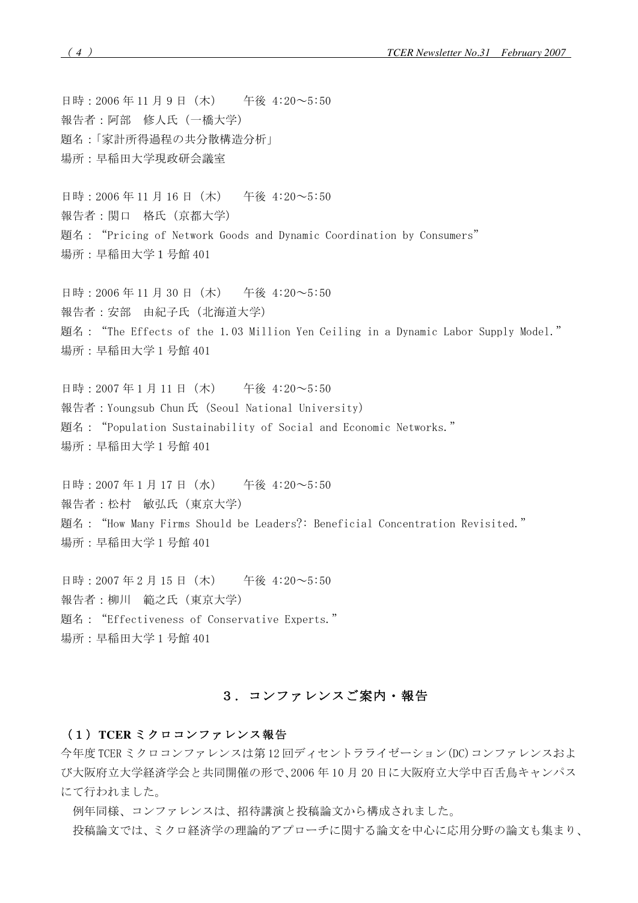日時：2006 年 11 月 9 日（木）　午後 4:20～5:50
報告者：阿部　修人氏（一橋大学）
題名：「家計所得過程の共分散構造分析」
場所：早稲田大学現政研会議室

日時：2006 年 11 月 16 日（木）　午後 4:20～5:50
報告者：関口　格氏（京都大学）
題名：“Pricing of Network Goods and Dynamic Coordination by Consumers”
場所：早稲田大学 1 号館 401

日時：2006 年 11 月 30 日（木）　午後 4:20～5:50
報告者：安部　由紀子氏（北海道大学）
題名：“The Effects of the 1.03 Million Yen Ceiling in a Dynamic Labor Supply Model.”
場所：早稲田大学 1 号館 401

日時：2007 年 1 月 11 日（木）　午後 4:20～5:50
報告者：Youngsub Chun 氏（Seoul National University）
題名：“Population Sustainability of Social and Economic Networks.”
場所：早稲田大学 1 号館 401

日時：2007 年 1 月 17 日（水）　午後 4:20～5:50
報告者：松村　敏弘氏（東京大学）
題名：“How Many Firms Should be Leaders?: Beneficial Concentration Revisited.”
場所：早稲田大学 1 号館 401

日時：2007 年 2 月 15 日（木）　午後 4:20～5:50
報告者：柳川　範之氏（東京大学）
題名：“Effectiveness of Conservative Experts.”
場所：早稲田大学 1 号館 401

## ３．コンファレンスご案内・報告

### （１）TCER ミクロコンファレンス報告

今年度 TCER ミクロコンファレンスは第 12 回ディセントラライゼーション(DC)コンファレンスおよび大阪府立大学経済学会と共同開催の形で、2006 年 10 月 20 日に大阪府立大学中百舌鳥キャンパスにて行われました。

例年同様、コンファレンスは、招待講演と投稿論文から構成されました。

投稿論文では、ミクロ経済学の理論的アプローチに関する論文を中心に応用分野の論文も集まり、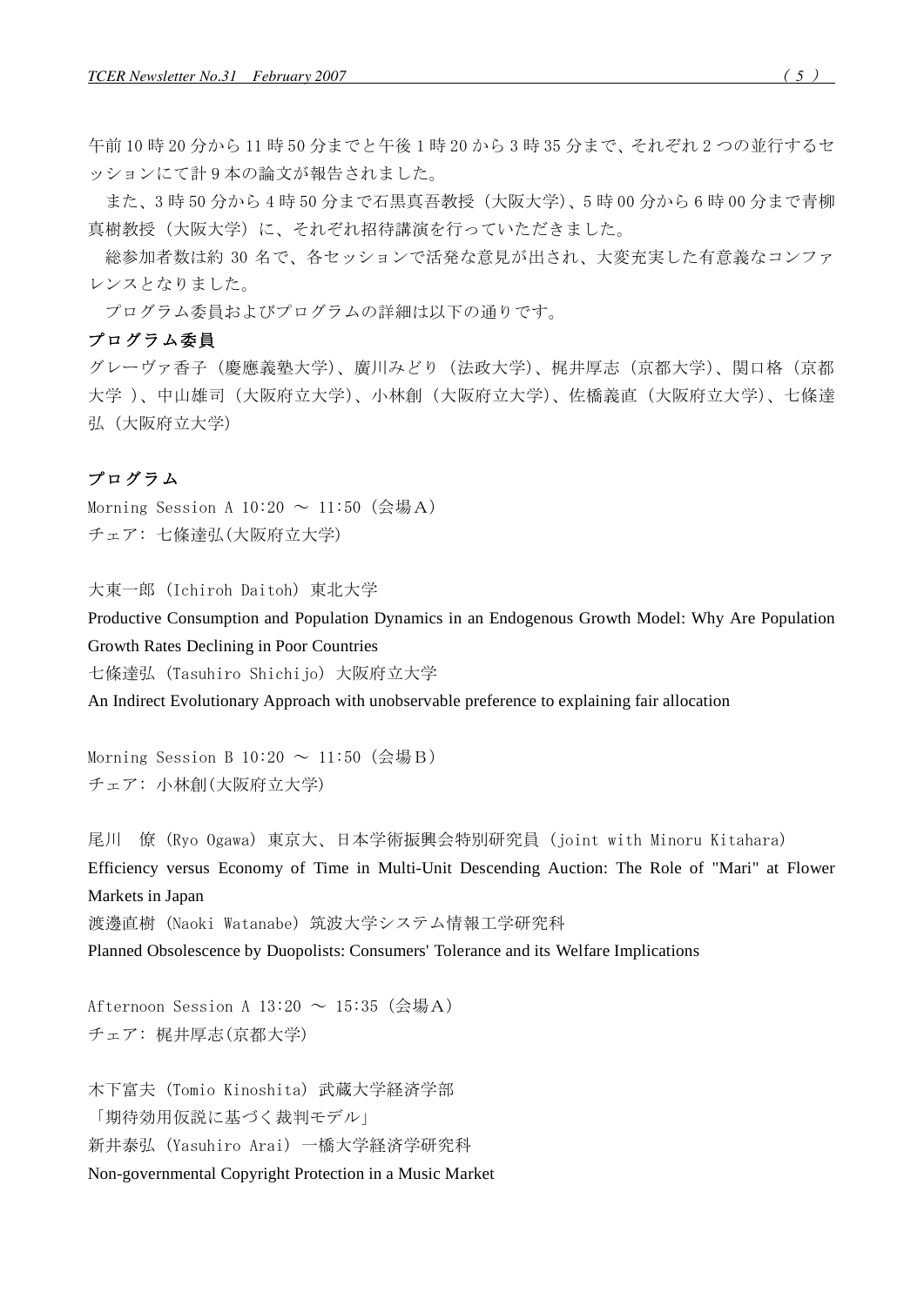午前 10 時 20 分から 11 時 50 分までと午後 1 時 20 から 3 時 35 分まで、それぞれ 2 つの並行するセッションにて計 9 本の論文が報告されました。

また、3 時 50 分から 4 時 50 分まで石黒真吾教授（大阪大学）、5 時 00 分から 6 時 00 分まで青柳真樹教授（大阪大学）に、それぞれ招待講演を行っていただきました。

総参加者数は約 30 名で、各セッションで活発な意見が出され、大変充実した有意義なコンファレンスとなりました。

プログラム委員およびプログラムの詳細は以下の通りです。

**プログラム委員**

グレーヴァ香子（慶應義塾大学）、廣川みどり（法政大学）、梶井厚志（京都大学）、関口格（京都大学 ）、中山雄司（大阪府立大学）、小林創（大阪府立大学）、佐橋義直（大阪府立大学）、七條達弘（大阪府立大学）

**プログラム**

Morning Session A 10:20 ～ 11:50（会場Ａ）
チェア: 七條達弘(大阪府立大学)

大東一郎（Ichiroh Daitoh）東北大学
Productive Consumption and Population Dynamics in an Endogenous Growth Model: Why Are Population Growth Rates Declining in Poor Countries
七條達弘（Tasuhiro Shichijo）大阪府立大学
An Indirect Evolutionary Approach with unobservable preference to explaining fair allocation

Morning Session B 10:20 ～ 11:50（会場Ｂ）
チェア: 小林創(大阪府立大学)

尾川　僚（Ryo Ogawa）東京大、日本学術振興会特別研究員（joint with Minoru Kitahara）
Efficiency versus Economy of Time in Multi-Unit Descending Auction: The Role of "Mari" at Flower Markets in Japan
渡邊直樹（Naoki Watanabe）筑波大学システム情報工学研究科
Planned Obsolescence by Duopolists: Consumers' Tolerance and its Welfare Implications

Afternoon Session A 13:20 ～ 15:35（会場Ａ）
チェア: 梶井厚志(京都大学)

木下富夫（Tomio Kinoshita）武蔵大学経済学部
「期待効用仮説に基づく裁判モデル」
新井泰弘（Yasuhiro Arai）一橋大学経済学研究科
Non-governmental Copyright Protection in a Music Market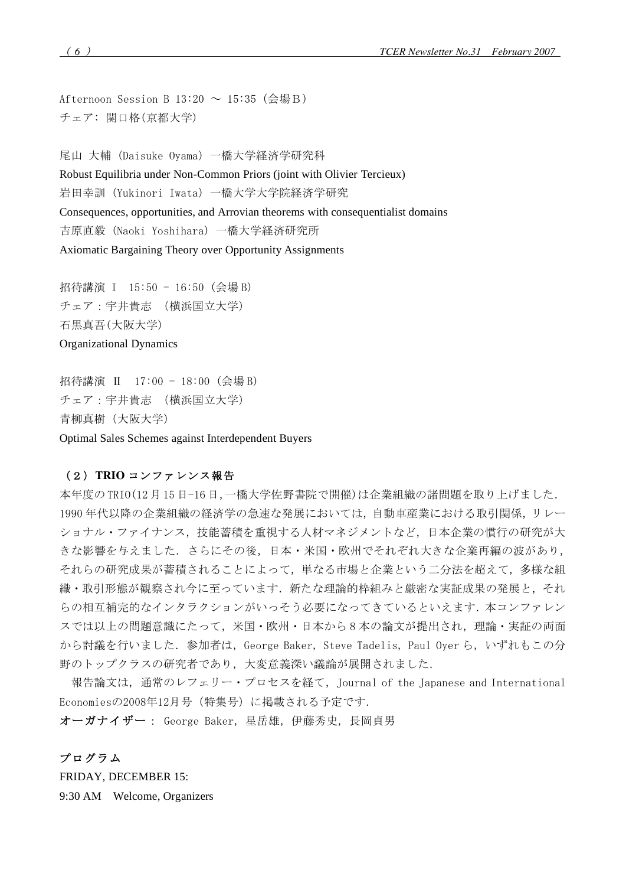Afternoon Session B 13:20 〜 15:35（会場Ｂ）
チェア: 関口格(京都大学)

尾山 大輔 (Daisuke Oyama) 一橋大学経済学研究科
Robust Equilibria under Non-Common Priors (joint with Olivier Tercieux)
岩田幸訓 (Yukinori Iwata) 一橋大学大学院経済学研究
Consequences, opportunities, and Arrovian theorems with consequentialist domains
吉原直毅 (Naoki Yoshihara) 一橋大学経済研究所
Axiomatic Bargaining Theory over Opportunity Assignments

招待講演 I　15:50 – 16:50（会場 B）
チェア：宇井貴志　(横浜国立大学)
石黒真吾(大阪大学)
Organizational Dynamics

招待講演　II　17:00 – 18:00（会場 B）
チェア：宇井貴志　(横浜国立大学)
青柳真樹（大阪大学）
Optimal Sales Schemes against Interdependent Buyers

## （２） TRIO コンファレンス報告

本年度の TRIO(12 月 15 日-16 日,一橋大学佐野書院で開催)は企業組織の諸問題を取り上げました．1990 年代以降の企業組織の経済学の急速な発展においては，自動車産業における取引関係，リレーショナル・ファイナンス，技能蓄積を重視する人材マネジメントなど，日本企業の慣行の研究が大きな影響を与えました．さらにその後，日本・米国・欧州でそれぞれ大きな企業再編の波があり，それらの研究成果が蓄積されることによって，単なる市場と企業という二分法を超えて，多様な組織・取引形態が観察され今に至っています．新たな理論的枠組みと厳密な実証成果の発展と，それらの相互補完的なインタラクションがいっそう必要になってきているといえます．本コンファレンスでは以上の問題意識にたって，米国・欧州・日本から 8 本の論文が提出され，理論・実証の両面から討議を行いました．参加者は，George Baker，Steve Tadelis，Paul Oyer ら，いずれもこの分野のトップクラスの研究者であり，大変意義深い議論が展開されました．

報告論文は，通常のレフェリー・プロセスを経て，Journal of the Japanese and International Economiesの2008年12月号（特集号）に掲載される予定です．

**オーガナイザー**： George Baker，星岳雄，伊藤秀史，長岡貞男

**プログラム**

FRIDAY, DECEMBER 15:
9:30 AM　Welcome, Organizers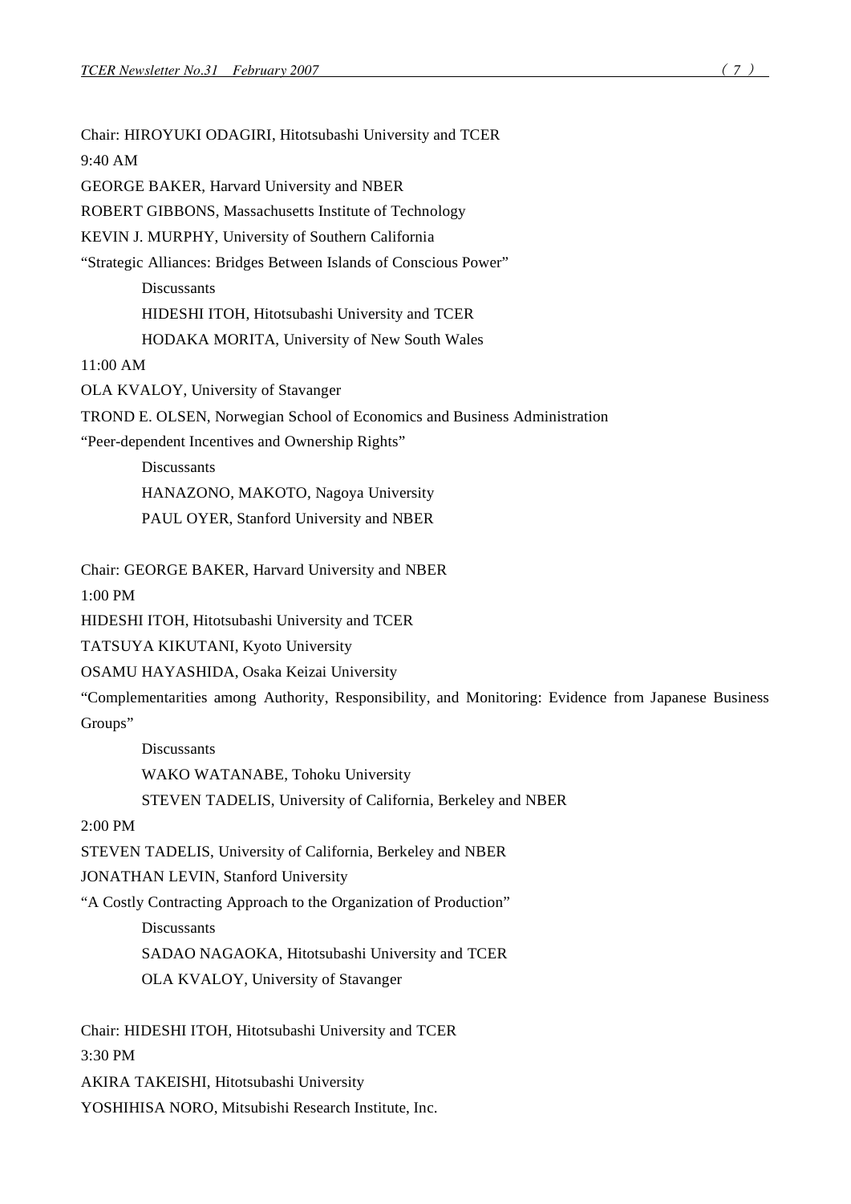Chair: HIROYUKI ODAGIRI, Hitotsubashi University and TCER

9:40 AM

GEORGE BAKER, Harvard University and NBER

ROBERT GIBBONS, Massachusetts Institute of Technology

KEVIN J. MURPHY, University of Southern California

"Strategic Alliances: Bridges Between Islands of Conscious Power"

Discussants

HIDESHI ITOH, Hitotsubashi University and TCER

HODAKA MORITA, University of New South Wales

11:00 AM

OLA KVALOY, University of Stavanger

TROND E. OLSEN, Norwegian School of Economics and Business Administration

"Peer-dependent Incentives and Ownership Rights"

Discussants

HANAZONO, MAKOTO, Nagoya University

PAUL OYER, Stanford University and NBER

Chair: GEORGE BAKER, Harvard University and NBER

1:00 PM

HIDESHI ITOH, Hitotsubashi University and TCER

TATSUYA KIKUTANI, Kyoto University

OSAMU HAYASHIDA, Osaka Keizai University

"Complementarities among Authority, Responsibility, and Monitoring: Evidence from Japanese Business Groups"

Discussants

WAKO WATANABE, Tohoku University

STEVEN TADELIS, University of California, Berkeley and NBER

2:00 PM

STEVEN TADELIS, University of California, Berkeley and NBER

JONATHAN LEVIN, Stanford University

"A Costly Contracting Approach to the Organization of Production"

Discussants

SADAO NAGAOKA, Hitotsubashi University and TCER

OLA KVALOY, University of Stavanger

Chair: HIDESHI ITOH, Hitotsubashi University and TCER

3:30 PM

AKIRA TAKEISHI, Hitotsubashi University

YOSHIHISA NORO, Mitsubishi Research Institute, Inc.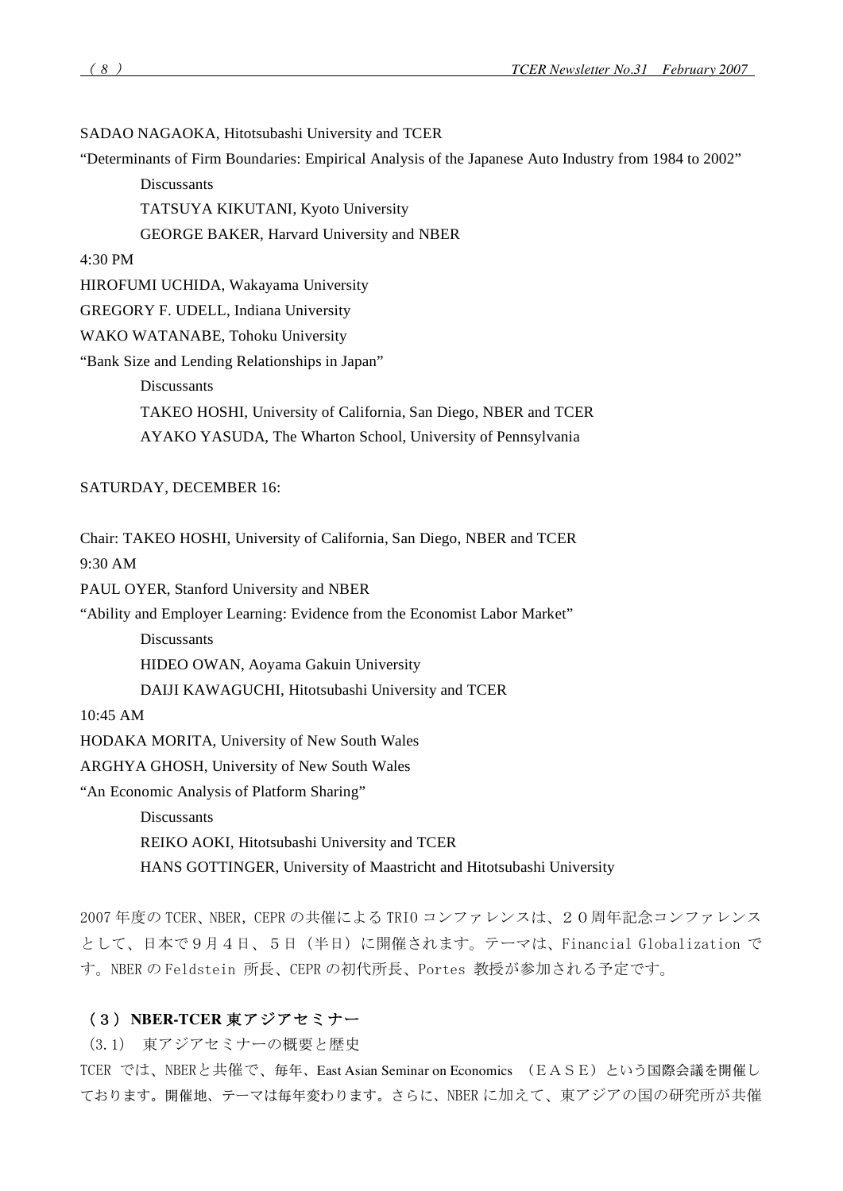SADAO NAGAOKA, Hitotsubashi University and TCER

"Determinants of Firm Boundaries: Empirical Analysis of the Japanese Auto Industry from 1984 to 2002"

Discussants

TATSUYA KIKUTANI, Kyoto University

GEORGE BAKER, Harvard University and NBER

4:30 PM

HIROFUMI UCHIDA, Wakayama University

GREGORY F. UDELL, Indiana University

WAKO WATANABE, Tohoku University

"Bank Size and Lending Relationships in Japan"

Discussants

TAKEO HOSHI, University of California, San Diego, NBER and TCER

AYAKO YASUDA, The Wharton School, University of Pennsylvania

SATURDAY, DECEMBER 16:

Chair: TAKEO HOSHI, University of California, San Diego, NBER and TCER

9:30 AM

PAUL OYER, Stanford University and NBER

"Ability and Employer Learning: Evidence from the Economist Labor Market"

Discussants

HIDEO OWAN, Aoyama Gakuin University

DAIJI KAWAGUCHI, Hitotsubashi University and TCER

10:45 AM

HODAKA MORITA, University of New South Wales

ARGHYA GHOSH, University of New South Wales

"An Economic Analysis of Platform Sharing"

Discussants

REIKO AOKI, Hitotsubashi University and TCER

HANS GOTTINGER, University of Maastricht and Hitotsubashi University

2007 年度の TCER、NBER, CEPR の共催による TRIO コンファレンスは、２０周年記念コンファレンスとして、日本で９月４日、５日（半日）に開催されます。テーマは、Financial Globalization です。NBER の Feldstein 所長、CEPR の初代所長、Portes 教授が参加される予定です。

### （３） NBER-TCER 東アジアセミナー

（3.1） 東アジアセミナーの概要と歴史

TCER では、NBERと共催で、毎年、East Asian Seminar on Economics （ＥＡＳＥ）という国際会議を開催しております。開催地、テーマは毎年変わります。さらに、NBER に加えて、東アジアの国の研究所が共催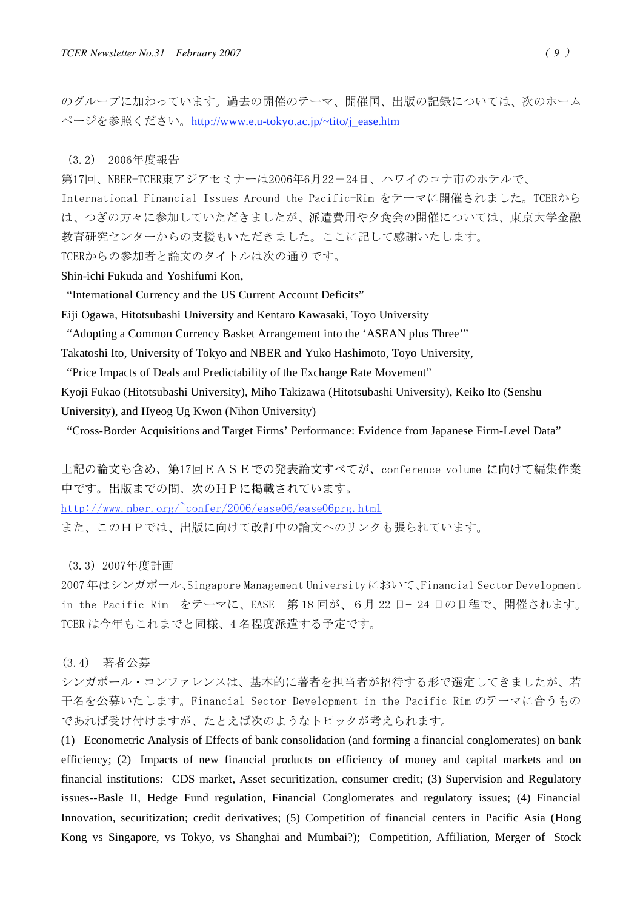のグループに加わっています。過去の開催のテーマ、開催国、出版の記録については、次のホームページを参照ください。http://www.e.u-tokyo.ac.jp/~tito/j_ease.htm

（3.2） 2006年度報告

第17回、NBER-TCER東アジアセミナーは2006年6月22－24日、ハワイのコナ市のホテルで、International Financial Issues Around the Pacific-Rim をテーマに開催されました。TCERからは、つぎの方々に参加していただきましたが、派遣費用や夕食会の開催については、東京大学金融教育研究センターからの支援もいただきました。ここに記して感謝いたします。

TCERからの参加者と論文のタイトルは次の通りです。

Shin-ichi Fukuda and Yoshifumi Kon,
"International Currency and the US Current Account Deficits"

Eiji Ogawa, Hitotsubashi University and Kentaro Kawasaki, Toyo University
"Adopting a Common Currency Basket Arrangement into the 'ASEAN plus Three'"

Takatoshi Ito, University of Tokyo and NBER and Yuko Hashimoto, Toyo University,
"Price Impacts of Deals and Predictability of the Exchange Rate Movement"

Kyoji Fukao (Hitotsubashi University), Miho Takizawa (Hitotsubashi University), Keiko Ito (Senshu University), and Hyeog Ug Kwon (Nihon University)
"Cross-Border Acquisitions and Target Firms' Performance: Evidence from Japanese Firm-Level Data"

上記の論文も含め、第17回ＥＡＳＥでの発表論文すべてが、conference volume に向けて編集作業中です。出版までの間、次のＨＰに掲載されています。

http://www.nber.org/~confer/2006/ease06/ease06prg.html

また、このＨＰでは、出版に向けて改訂中の論文へのリンクも張られています。

（3.3）2007年度計画

2007年はシンガポール、Singapore Management Universityにおいて、Financial Sector Development in the Pacific Rim をテーマに、EASE 第18回が、6月22日- 24日の日程で、開催されます。TCERは今年もこれまでと同様、4名程度派遣する予定です。

(3.4) 著者公募

シンガポール・コンファレンスは、基本的に著者を担当者が招待する形で選定してきましたが、若干名を公募いたします。Financial Sector Development in the Pacific Rim のテーマに合うものであれば受け付けますが、たとえば次のようなトピックが考えられます。

(1) Econometric Analysis of Effects of bank consolidation (and forming a financial conglomerates) on bank efficiency; (2) Impacts of new financial products on efficiency of money and capital markets and on financial institutions: CDS market, Asset securitization, consumer credit; (3) Supervision and Regulatory issues--Basle II, Hedge Fund regulation, Financial Conglomerates and regulatory issues; (4) Financial Innovation, securitization; credit derivatives; (5) Competition of financial centers in Pacific Asia (Hong Kong vs Singapore, vs Tokyo, vs Shanghai and Mumbai?); Competition, Affiliation, Merger of Stock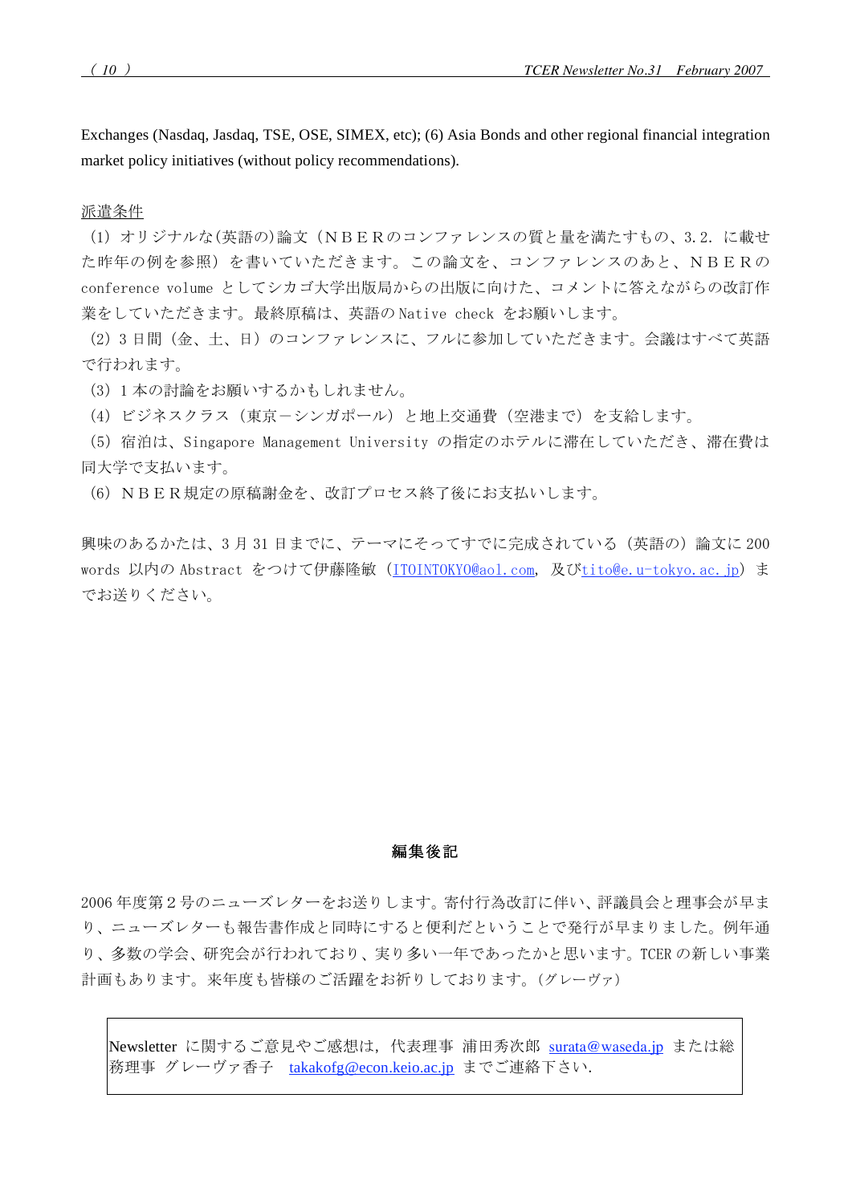Exchanges (Nasdaq, Jasdaq, TSE, OSE, SIMEX, etc); (6) Asia Bonds and other regional financial integration market policy initiatives (without policy recommendations).

派遣条件

（1）オリジナルな(英語の)論文（ＮＢＥＲのコンファレンスの質と量を満たすもの、3.2. に載せた昨年の例を参照）を書いていただきます。この論文を、コンファレンスのあと、ＮＢＥＲの conference volume としてシカゴ大学出版局からの出版に向けた、コメントに答えながらの改訂作業をしていただきます。最終原稿は、英語の Native check をお願いします。

（2）3 日間（金、土、日）のコンファレンスに、フルに参加していただきます。会議はすべて英語で行われます。

（3）1 本の討論をお願いするかもしれません。

（4）ビジネスクラス（東京－シンガポール）と地上交通費（空港まで）を支給します。

（5）宿泊は、Singapore Management University の指定のホテルに滞在していただき、滞在費は同大学で支払います。

（6）ＮＢＥＲ規定の原稿謝金を、改訂プロセス終了後にお支払いします。

興味のあるかたは、3 月 31 日までに、テーマにそってすでに完成されている（英語の）論文に 200 words 以内の Abstract をつけて伊藤隆敏（ITOINTOKYO@aol.com, 及びtito@e.u-tokyo.ac.jp）までお送りください。

## 編集後記

2006 年度第 2 号のニューズレターをお送りします。寄付行為改訂に伴い、評議員会と理事会が早まり、ニューズレターも報告書作成と同時にすると便利だということで発行が早まりました。例年通り、多数の学会、研究会が行われており、実り多い一年であったかと思います。TCER の新しい事業計画もあります。来年度も皆様のご活躍をお祈りしております。（グレーヴァ）

Newsletter に関するご意見やご感想は，代表理事 浦田秀次郎 surata@waseda.jp または総務理事 グレーヴァ香子 takakofg@econ.keio.ac.jp までご連絡下さい．